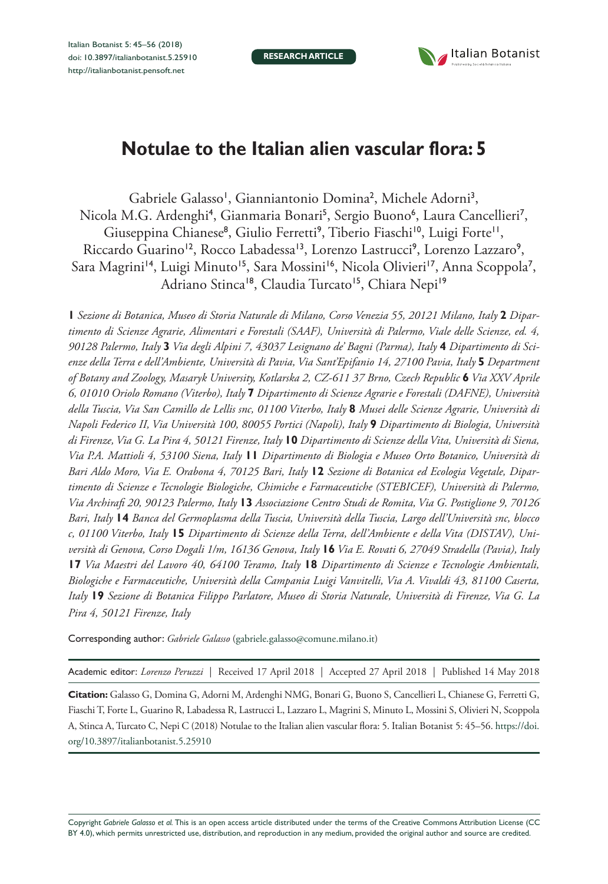**RESEARCH ARTICLE**

# Notulae to the Italian alien vascular flora: 5

Gabriele Galasso[1], Gianniantonio Domina[2], Michele Adorni[3], Nicola M.G. Ardenghi[4], Gianmaria Bonari[5], Sergio Buono[6], Laura Cancellieri[7], Giuseppina Chianese[8], Giulio Ferretti[9], Tiberio Fiaschi[10], Luigi Forte[11], Riccardo Guarino[12], Rocco Labadessa[13], Lorenzo Lastrucci[9], Lorenzo Lazzaro[9], Sara Magrini[14], Luigi Minuto[15], Sara Mossini[16], Nicola Olivieri[17], Anna Scoppola[7], Adriano Stinca[18], Claudia Turcato[15], Chiara Nepi[19]

**1** *Sezione di Botanica, Museo di Storia Naturale di Milano, Corso Venezia 55, 20121 Milano, Italy* **2** *Dipartimento di Scienze Agrarie, Alimentari e Forestali (SAAF), Università di Palermo, Viale delle Scienze, ed. 4, 90128 Palermo, Italy* **3** *Via degli Alpini 7, 43037 Lesignano de' Bagni (Parma), Italy* **4** *Dipartimento di Scienze della Terra e dell'Ambiente, Università di Pavia, Via Sant'Epifanio 14, 27100 Pavia, Italy* **5** *Department of Botany and Zoology, Masaryk University, Kotlarska 2, CZ-611 37 Brno, Czech Republic* **6** *Via XXV Aprile 6, 01010 Oriolo Romano (Viterbo), Italy* **7** *Dipartimento di Scienze Agrarie e Forestali (DAFNE), Università della Tuscia, Via San Camillo de Lellis snc, 01100 Viterbo, Italy* **8** *Musei delle Scienze Agrarie, Università di Napoli Federico II, Via Università 100, 80055 Portici (Napoli), Italy* **9** *Dipartimento di Biologia, Università di Firenze, Via G. La Pira 4, 50121 Firenze, Italy* **10** *Dipartimento di Scienze della Vita, Università di Siena, Via P.A. Mattioli 4, 53100 Siena, Italy* **11** *Dipartimento di Biologia e Museo Orto Botanico, Università di Bari Aldo Moro, Via E. Orabona 4, 70125 Bari, Italy* **12** *Sezione di Botanica ed Ecologia Vegetale, Dipartimento di Scienze e Tecnologie Biologiche, Chimiche e Farmaceutiche (STEBICEF), Università di Palermo, Via Archirafi 20, 90123 Palermo, Italy* **13** *Associazione Centro Studi de Romita, Via G. Postiglione 9, 70126 Bari, Italy* **14** *Banca del Germoplasma della Tuscia, Università della Tuscia, Largo dell'Università snc, blocco c, 01100 Viterbo, Italy* **15** *Dipartimento di Scienze della Terra, dell'Ambiente e della Vita (DISTAV), Università di Genova, Corso Dogali 1/m, 16136 Genova, Italy* **16** *Via E. Rovati 6, 27049 Stradella (Pavia), Italy* **17** *Via Maestri del Lavoro 40, 64100 Teramo, Italy* **18** *Dipartimento di Scienze e Tecnologie Ambientali, Biologiche e Farmaceutiche, Università della Campania Luigi Vanvitelli, Via A. Vivaldi 43, 81100 Caserta, Italy* **19** *Sezione di Botanica Filippo Parlatore, Museo di Storia Naturale, Università di Firenze, Via G. La Pira 4, 50121 Firenze, Italy*

Corresponding author: *Gabriele Galasso* (gabriele.galasso@comune.milano.it)

Academic editor: *Lorenzo Peruzzi* | Received 17 April 2018 | Accepted 27 April 2018 | Published 14 May 2018

**Citation:** Galasso G, Domina G, Adorni M, Ardenghi NMG, Bonari G, Buono S, Cancellieri L, Chianese G, Ferretti G, Fiaschi T, Forte L, Guarino R, Labadessa R, Lastrucci L, Lazzaro L, Magrini S, Minuto L, Mossini S, Olivieri N, Scoppola A, Stinca A, Turcato C, Nepi C (2018) Notulae to the Italian alien vascular flora: 5. Italian Botanist 5: 45–56. https://doi.org/10.3897/italianbotanist.5.25910

Copyright *Gabriele Galasso et al.* This is an open access article distributed under the terms of the Creative Commons Attribution License (CC BY 4.0), which permits unrestricted use, distribution, and reproduction in any medium, provided the original author and source are credited.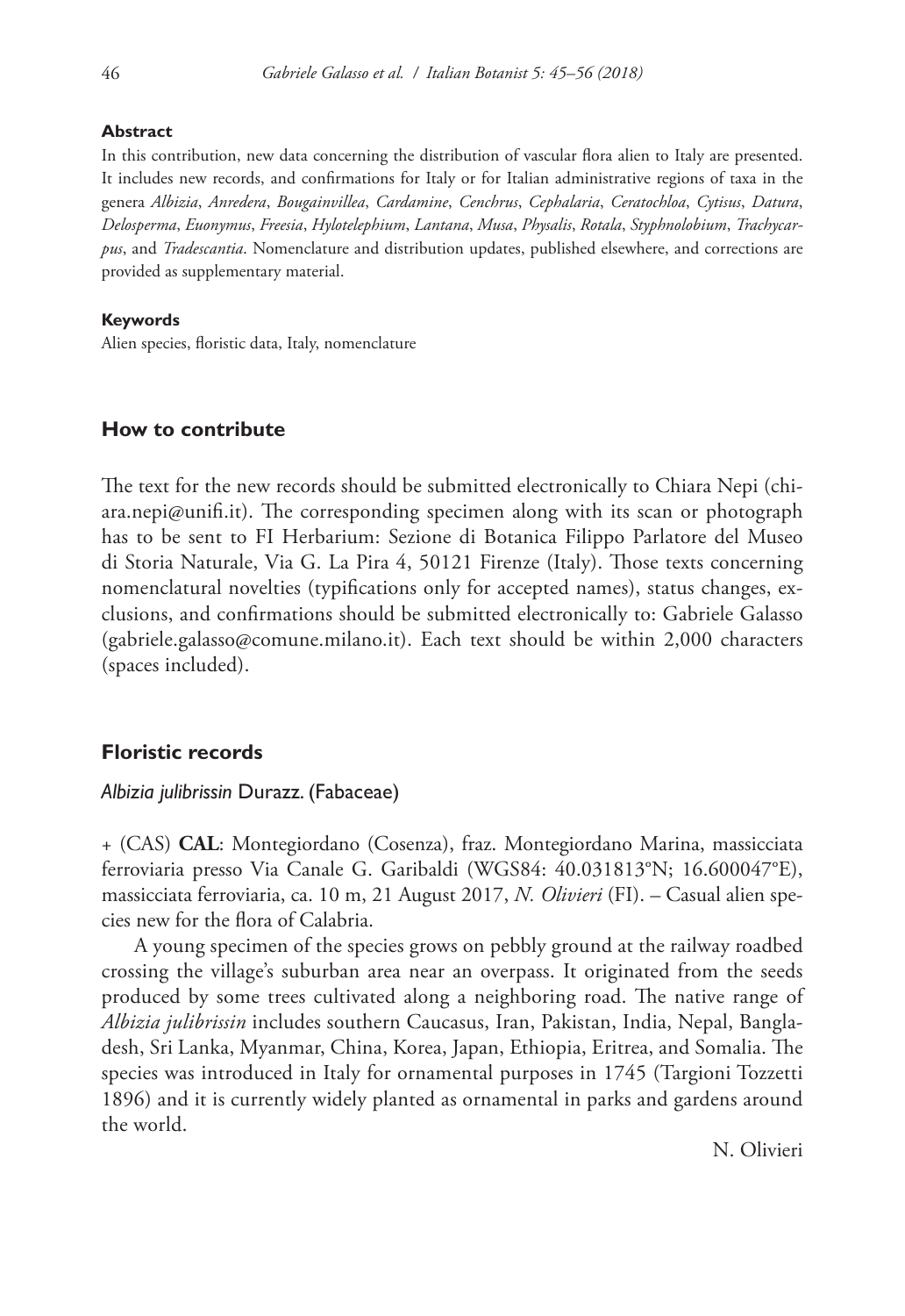#### Abstract

In this contribution, new data concerning the distribution of vascular flora alien to Italy are presented. It includes new records, and confirmations for Italy or for Italian administrative regions of taxa in the genera *Albizia*, *Anredera*, *Bougainvillea*, *Cardamine*, *Cenchrus*, *Cephalaria*, *Ceratochloa*, *Cytisus*, *Datura*, *Delosperma*, *Euonymus*, *Freesia*, *Hylotelephium*, *Lantana*, *Musa*, *Physalis*, *Rotala*, *Styphnolobium*, *Trachycarpus*, and *Tradescantia*. Nomenclature and distribution updates, published elsewhere, and corrections are provided as supplementary material.

#### Keywords

Alien species, floristic data, Italy, nomenclature

## How to contribute

The text for the new records should be submitted electronically to Chiara Nepi (chiara.nepi@unifi.it). The corresponding specimen along with its scan or photograph has to be sent to FI Herbarium: Sezione di Botanica Filippo Parlatore del Museo di Storia Naturale, Via G. La Pira 4, 50121 Firenze (Italy). Those texts concerning nomenclatural novelties (typifications only for accepted names), status changes, exclusions, and confirmations should be submitted electronically to: Gabriele Galasso (gabriele.galasso@comune.milano.it). Each text should be within 2,000 characters (spaces included).

## Floristic records

### *Albizia julibrissin* Durazz. (Fabaceae)

+ (CAS) **CAL**: Montegiordano (Cosenza), fraz. Montegiordano Marina, massicciata ferroviaria presso Via Canale G. Garibaldi (WGS84: 40.031813°N; 16.600047°E), massicciata ferroviaria, ca. 10 m, 21 August 2017, *N. Olivieri* (FI). – Casual alien species new for the flora of Calabria.

A young specimen of the species grows on pebbly ground at the railway roadbed crossing the village's suburban area near an overpass. It originated from the seeds produced by some trees cultivated along a neighboring road. The native range of *Albizia julibrissin* includes southern Caucasus, Iran, Pakistan, India, Nepal, Bangladesh, Sri Lanka, Myanmar, China, Korea, Japan, Ethiopia, Eritrea, and Somalia. The species was introduced in Italy for ornamental purposes in 1745 (Targioni Tozzetti 1896) and it is currently widely planted as ornamental in parks and gardens around the world.

N. Olivieri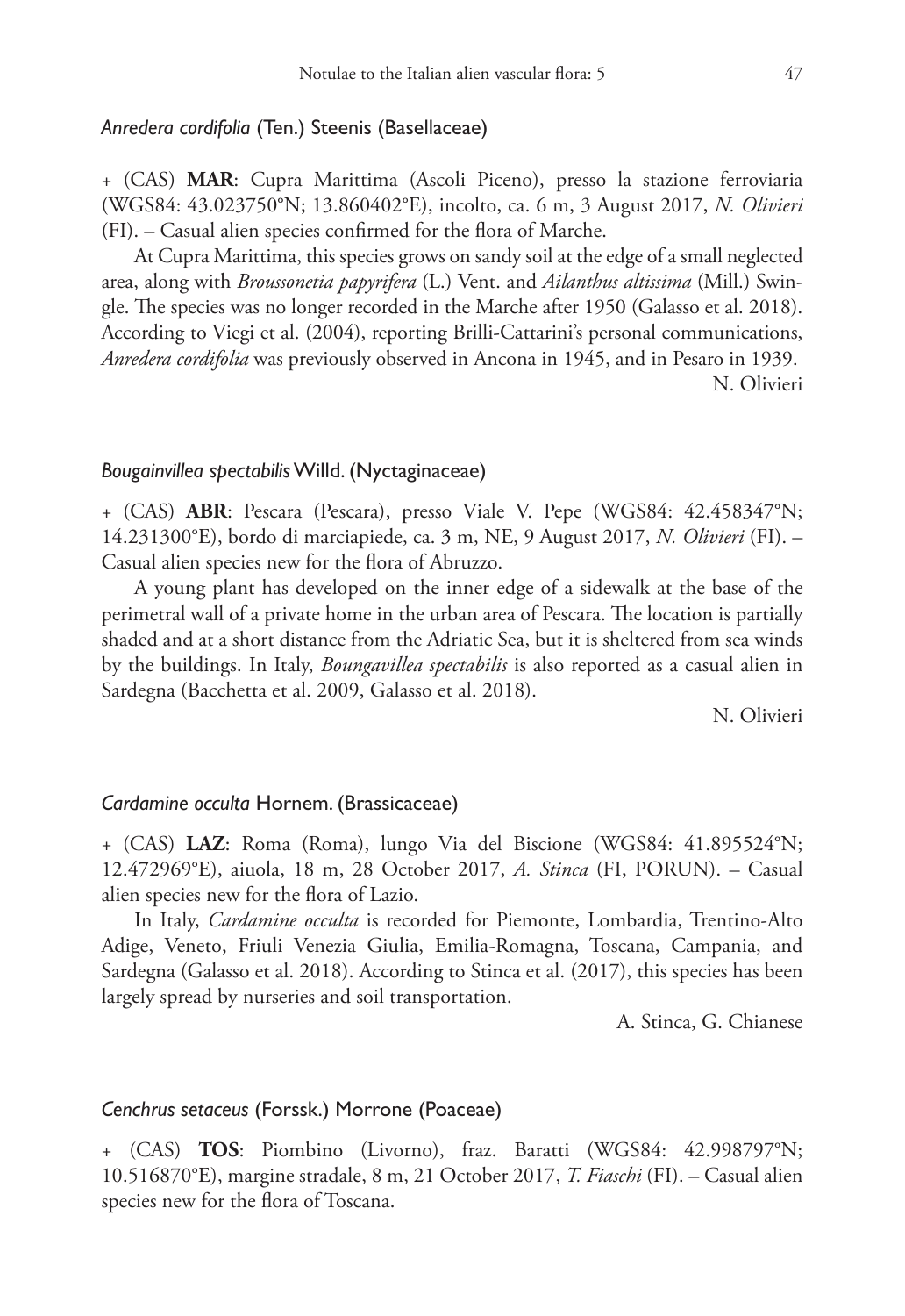### *Anredera cordifolia* (Ten.) Steenis (Basellaceae)

+ (CAS) **MAR**: Cupra Marittima (Ascoli Piceno), presso la stazione ferroviaria (WGS84: 43.023750°N; 13.860402°E), incolto, ca. 6 m, 3 August 2017, *N. Olivieri* (FI). – Casual alien species confirmed for the flora of Marche.

At Cupra Marittima, this species grows on sandy soil at the edge of a small neglected area, along with *Broussonetia papyrifera* (L.) Vent. and *Ailanthus altissima* (Mill.) Swingle. The species was no longer recorded in the Marche after 1950 (Galasso et al. 2018). According to Viegi et al. (2004), reporting Brilli-Cattarini's personal communications, *Anredera cordifolia* was previously observed in Ancona in 1945, and in Pesaro in 1939.

N. Olivieri

### *Bougainvillea spectabilis* Willd. (Nyctaginaceae)

+ (CAS) **ABR**: Pescara (Pescara), presso Viale V. Pepe (WGS84: 42.458347°N; 14.231300°E), bordo di marciapiede, ca. 3 m, NE, 9 August 2017, *N. Olivieri* (FI). – Casual alien species new for the flora of Abruzzo.

A young plant has developed on the inner edge of a sidewalk at the base of the perimetral wall of a private home in the urban area of Pescara. The location is partially shaded and at a short distance from the Adriatic Sea, but it is sheltered from sea winds by the buildings. In Italy, *Boungavillea spectabilis* is also reported as a casual alien in Sardegna (Bacchetta et al. 2009, Galasso et al. 2018).

N. Olivieri

### *Cardamine occulta* Hornem. (Brassicaceae)

+ (CAS) **LAZ**: Roma (Roma), lungo Via del Biscione (WGS84: 41.895524°N; 12.472969°E), aiuola, 18 m, 28 October 2017, *A. Stinca* (FI, PORUN). – Casual alien species new for the flora of Lazio.

In Italy, *Cardamine occulta* is recorded for Piemonte, Lombardia, Trentino-Alto Adige, Veneto, Friuli Venezia Giulia, Emilia-Romagna, Toscana, Campania, and Sardegna (Galasso et al. 2018). According to Stinca et al. (2017), this species has been largely spread by nurseries and soil transportation.

A. Stinca, G. Chianese

### *Cenchrus setaceus* (Forssk.) Morrone (Poaceae)

+ (CAS) **TOS**: Piombino (Livorno), fraz. Baratti (WGS84: 42.998797°N; 10.516870°E), margine stradale, 8 m, 21 October 2017, *T. Fiaschi* (FI). – Casual alien species new for the flora of Toscana.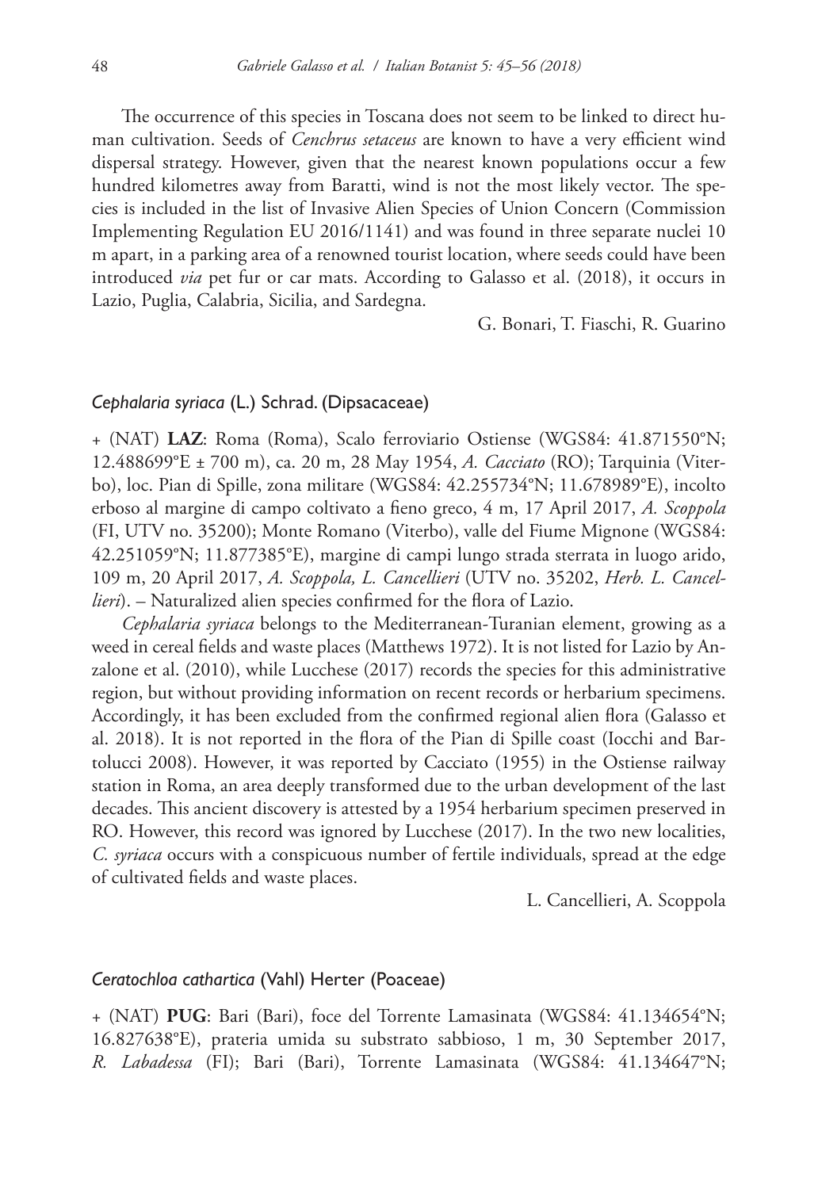The occurrence of this species in Toscana does not seem to be linked to direct human cultivation. Seeds of *Cenchrus setaceus* are known to have a very efficient wind dispersal strategy. However, given that the nearest known populations occur a few hundred kilometres away from Baratti, wind is not the most likely vector. The species is included in the list of Invasive Alien Species of Union Concern (Commission Implementing Regulation EU 2016/1141) and was found in three separate nuclei 10 m apart, in a parking area of a renowned tourist location, where seeds could have been introduced *via* pet fur or car mats. According to Galasso et al. (2018), it occurs in Lazio, Puglia, Calabria, Sicilia, and Sardegna.

G. Bonari, T. Fiaschi, R. Guarino

### *Cephalaria syriaca* (L.) Schrad. (Dipsacaceae)

+ (NAT) **LAZ**: Roma (Roma), Scalo ferroviario Ostiense (WGS84: 41.871550°N; 12.488699°E ± 700 m), ca. 20 m, 28 May 1954, *A. Cacciato* (RO); Tarquinia (Viterbo), loc. Pian di Spille, zona militare (WGS84: 42.255734°N; 11.678989°E), incolto erboso al margine di campo coltivato a fieno greco, 4 m, 17 April 2017, *A. Scoppola* (FI, UTV no. 35200); Monte Romano (Viterbo), valle del Fiume Mignone (WGS84: 42.251059°N; 11.877385°E), margine di campi lungo strada sterrata in luogo arido, 109 m, 20 April 2017, *A. Scoppola, L. Cancellieri* (UTV no. 35202, *Herb. L. Cancellieri*). – Naturalized alien species confirmed for the flora of Lazio.

*Cephalaria syriaca* belongs to the Mediterranean-Turanian element, growing as a weed in cereal fields and waste places (Matthews 1972). It is not listed for Lazio by Anzalone et al. (2010), while Lucchese (2017) records the species for this administrative region, but without providing information on recent records or herbarium specimens. Accordingly, it has been excluded from the confirmed regional alien flora (Galasso et al. 2018). It is not reported in the flora of the Pian di Spille coast (Iocchi and Bartolucci 2008). However, it was reported by Cacciato (1955) in the Ostiense railway station in Roma, an area deeply transformed due to the urban development of the last decades. This ancient discovery is attested by a 1954 herbarium specimen preserved in RO. However, this record was ignored by Lucchese (2017). In the two new localities, *C. syriaca* occurs with a conspicuous number of fertile individuals, spread at the edge of cultivated fields and waste places.

L. Cancellieri, A. Scoppola

### *Ceratochloa cathartica* (Vahl) Herter (Poaceae)

+ (NAT) **PUG**: Bari (Bari), foce del Torrente Lamasinata (WGS84: 41.134654°N; 16.827638°E), prateria umida su substrato sabbioso, 1 m, 30 September 2017, *R. Labadessa* (FI); Bari (Bari), Torrente Lamasinata (WGS84: 41.134647°N;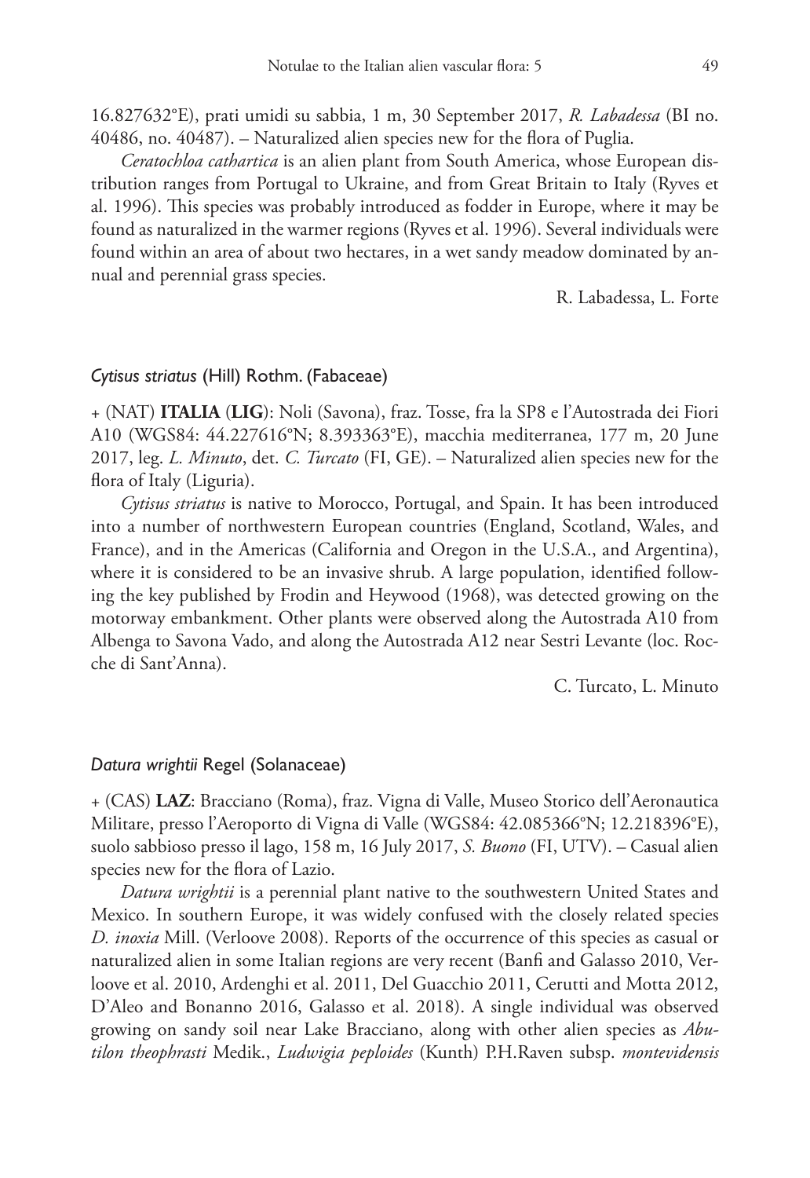16.827632°E), prati umidi su sabbia, 1 m, 30 September 2017, *R. Labadessa* (BI no. 40486, no. 40487). – Naturalized alien species new for the flora of Puglia.

*Ceratochloa cathartica* is an alien plant from South America, whose European distribution ranges from Portugal to Ukraine, and from Great Britain to Italy (Ryves et al. 1996). This species was probably introduced as fodder in Europe, where it may be found as naturalized in the warmer regions (Ryves et al. 1996). Several individuals were found within an area of about two hectares, in a wet sandy meadow dominated by annual and perennial grass species.

R. Labadessa, L. Forte

### *Cytisus striatus* (Hill) Rothm. (Fabaceae)

+ (NAT) **ITALIA** (**LIG**): Noli (Savona), fraz. Tosse, fra la SP8 e l'Autostrada dei Fiori A10 (WGS84: 44.227616°N; 8.393363°E), macchia mediterranea, 177 m, 20 June 2017, leg. *L. Minuto*, det. *C. Turcato* (FI, GE). – Naturalized alien species new for the flora of Italy (Liguria).

*Cytisus striatus* is native to Morocco, Portugal, and Spain. It has been introduced into a number of northwestern European countries (England, Scotland, Wales, and France), and in the Americas (California and Oregon in the U.S.A., and Argentina), where it is considered to be an invasive shrub. A large population, identified following the key published by Frodin and Heywood (1968), was detected growing on the motorway embankment. Other plants were observed along the Autostrada A10 from Albenga to Savona Vado, and along the Autostrada A12 near Sestri Levante (loc. Rocche di Sant'Anna).

C. Turcato, L. Minuto

### *Datura wrightii* Regel (Solanaceae)

+ (CAS) **LAZ**: Bracciano (Roma), fraz. Vigna di Valle, Museo Storico dell'Aeronautica Militare, presso l'Aeroporto di Vigna di Valle (WGS84: 42.085366°N; 12.218396°E), suolo sabbioso presso il lago, 158 m, 16 July 2017, *S. Buono* (FI, UTV). – Casual alien species new for the flora of Lazio.

*Datura wrightii* is a perennial plant native to the southwestern United States and Mexico. In southern Europe, it was widely confused with the closely related species *D. inoxia* Mill. (Verloove 2008). Reports of the occurrence of this species as casual or naturalized alien in some Italian regions are very recent (Banfi and Galasso 2010, Verloove et al. 2010, Ardenghi et al. 2011, Del Guacchio 2011, Cerutti and Motta 2012, D'Aleo and Bonanno 2016, Galasso et al. 2018). A single individual was observed growing on sandy soil near Lake Bracciano, along with other alien species as *Abutilon theophrasti* Medik., *Ludwigia peploides* (Kunth) P.H.Raven subsp. *montevidensis*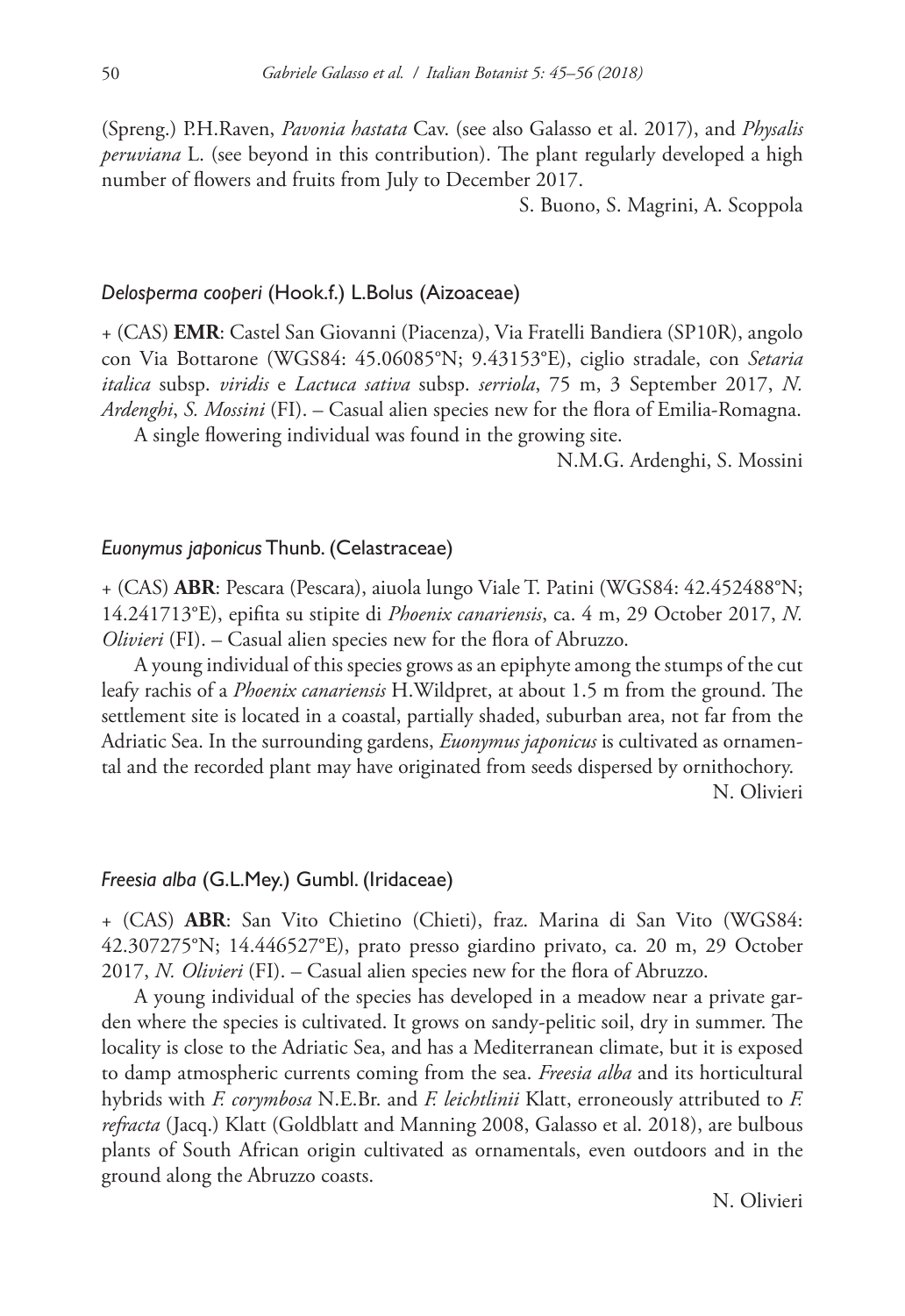(Spreng.) P.H.Raven, *Pavonia hastata* Cav. (see also Galasso et al. 2017), and *Physalis peruviana* L. (see beyond in this contribution). The plant regularly developed a high number of flowers and fruits from July to December 2017.

S. Buono, S. Magrini, A. Scoppola

### *Delosperma cooperi* (Hook.f.) L.Bolus (Aizoaceae)

+ (CAS) **EMR**: Castel San Giovanni (Piacenza), Via Fratelli Bandiera (SP10R), angolo con Via Bottarone (WGS84: 45.06085°N; 9.43153°E), ciglio stradale, con *Setaria italica* subsp. *viridis* e *Lactuca sativa* subsp. *serriola*, 75 m, 3 September 2017, *N. Ardenghi*, *S. Mossini* (FI). – Casual alien species new for the flora of Emilia-Romagna.

A single flowering individual was found in the growing site.

N.M.G. Ardenghi, S. Mossini

### *Euonymus japonicus* Thunb. (Celastraceae)

+ (CAS) **ABR**: Pescara (Pescara), aiuola lungo Viale T. Patini (WGS84: 42.452488°N; 14.241713°E), epifita su stipite di *Phoenix canariensis*, ca. 4 m, 29 October 2017, *N. Olivieri* (FI). – Casual alien species new for the flora of Abruzzo.

A young individual of this species grows as an epiphyte among the stumps of the cut leafy rachis of a *Phoenix canariensis* H.Wildpret, at about 1.5 m from the ground. The settlement site is located in a coastal, partially shaded, suburban area, not far from the Adriatic Sea. In the surrounding gardens, *Euonymus japonicus* is cultivated as ornamental and the recorded plant may have originated from seeds dispersed by ornithochory.

N. Olivieri

### *Freesia alba* (G.L.Mey.) Gumbl. (Iridaceae)

+ (CAS) **ABR**: San Vito Chietino (Chieti), fraz. Marina di San Vito (WGS84: 42.307275°N; 14.446527°E), prato presso giardino privato, ca. 20 m, 29 October 2017, *N. Olivieri* (FI). – Casual alien species new for the flora of Abruzzo.

A young individual of the species has developed in a meadow near a private garden where the species is cultivated. It grows on sandy-pelitic soil, dry in summer. The locality is close to the Adriatic Sea, and has a Mediterranean climate, but it is exposed to damp atmospheric currents coming from the sea. *Freesia alba* and its horticultural hybrids with *F. corymbosa* N.E.Br. and *F. leichtlinii* Klatt, erroneously attributed to *F. refracta* (Jacq.) Klatt (Goldblatt and Manning 2008, Galasso et al. 2018), are bulbous plants of South African origin cultivated as ornamentals, even outdoors and in the ground along the Abruzzo coasts.

N. Olivieri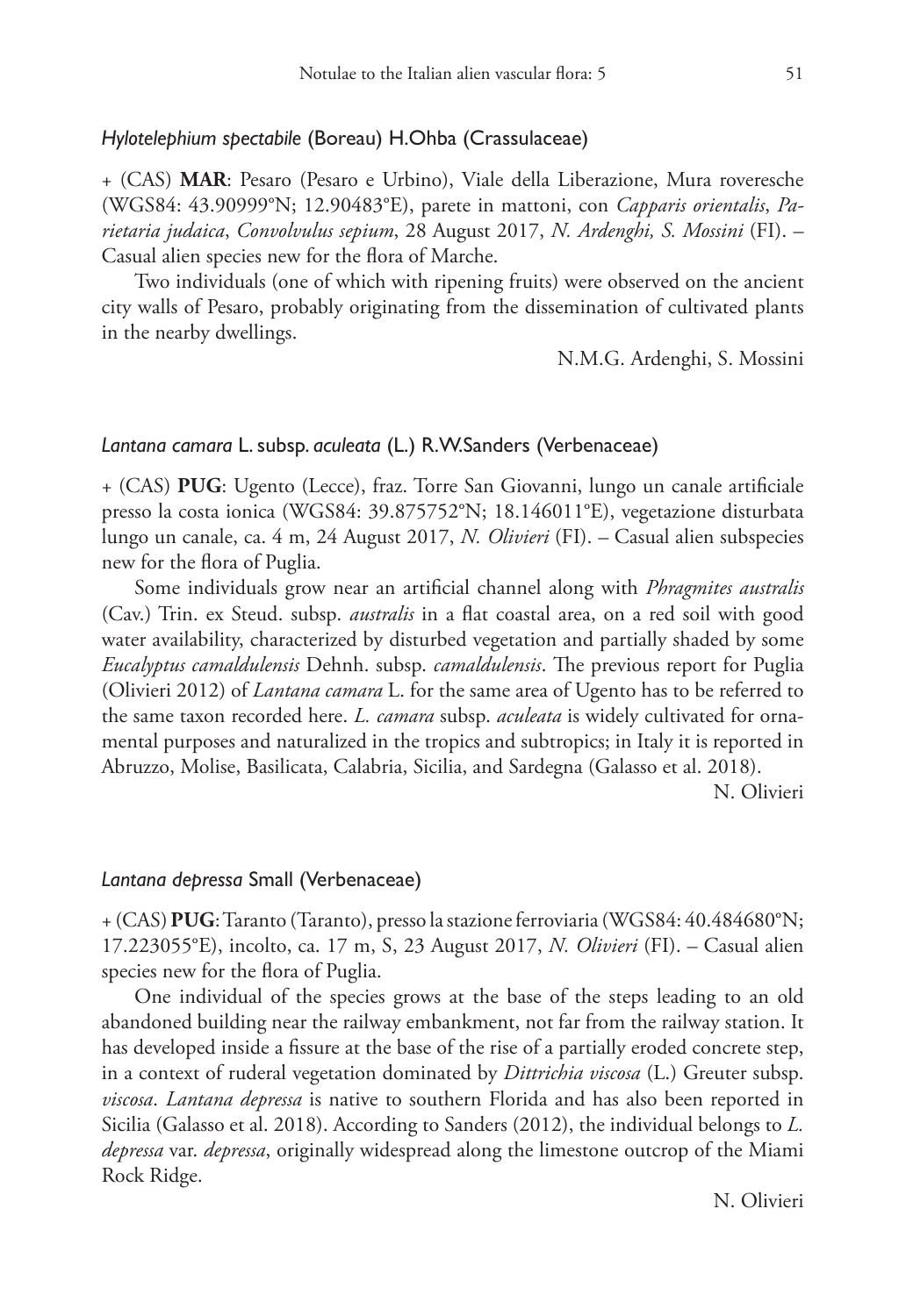### *Hylotelephium spectabile* (Boreau) H.Ohba (Crassulaceae)

+ (CAS) **MAR**: Pesaro (Pesaro e Urbino), Viale della Liberazione, Mura roveresche (WGS84: 43.90999°N; 12.90483°E), parete in mattoni, con *Capparis orientalis*, *Parietaria judaica*, *Convolvulus sepium*, 28 August 2017, *N. Ardenghi, S. Mossini* (FI). – Casual alien species new for the flora of Marche.

Two individuals (one of which with ripening fruits) were observed on the ancient city walls of Pesaro, probably originating from the dissemination of cultivated plants in the nearby dwellings.

N.M.G. Ardenghi, S. Mossini

### *Lantana camara* L. subsp. *aculeata* (L.) R.W.Sanders (Verbenaceae)

+ (CAS) **PUG**: Ugento (Lecce), fraz. Torre San Giovanni, lungo un canale artificiale presso la costa ionica (WGS84: 39.875752°N; 18.146011°E), vegetazione disturbata lungo un canale, ca. 4 m, 24 August 2017, *N. Olivieri* (FI). – Casual alien subspecies new for the flora of Puglia.

Some individuals grow near an artificial channel along with *Phragmites australis* (Cav.) Trin. ex Steud. subsp. *australis* in a flat coastal area, on a red soil with good water availability, characterized by disturbed vegetation and partially shaded by some *Eucalyptus camaldulensis* Dehnh. subsp. *camaldulensis*. The previous report for Puglia (Olivieri 2012) of *Lantana camara* L. for the same area of Ugento has to be referred to the same taxon recorded here. *L. camara* subsp. *aculeata* is widely cultivated for ornamental purposes and naturalized in the tropics and subtropics; in Italy it is reported in Abruzzo, Molise, Basilicata, Calabria, Sicilia, and Sardegna (Galasso et al. 2018).

N. Olivieri

### *Lantana depressa* Small (Verbenaceae)

+ (CAS) **PUG**: Taranto (Taranto), presso la stazione ferroviaria (WGS84: 40.484680°N; 17.223055°E), incolto, ca. 17 m, S, 23 August 2017, *N. Olivieri* (FI). – Casual alien species new for the flora of Puglia.

One individual of the species grows at the base of the steps leading to an old abandoned building near the railway embankment, not far from the railway station. It has developed inside a fissure at the base of the rise of a partially eroded concrete step, in a context of ruderal vegetation dominated by *Dittrichia viscosa* (L.) Greuter subsp. *viscosa*. *Lantana depressa* is native to southern Florida and has also been reported in Sicilia (Galasso et al. 2018). According to Sanders (2012), the individual belongs to *L. depressa* var. *depressa*, originally widespread along the limestone outcrop of the Miami Rock Ridge.

N. Olivieri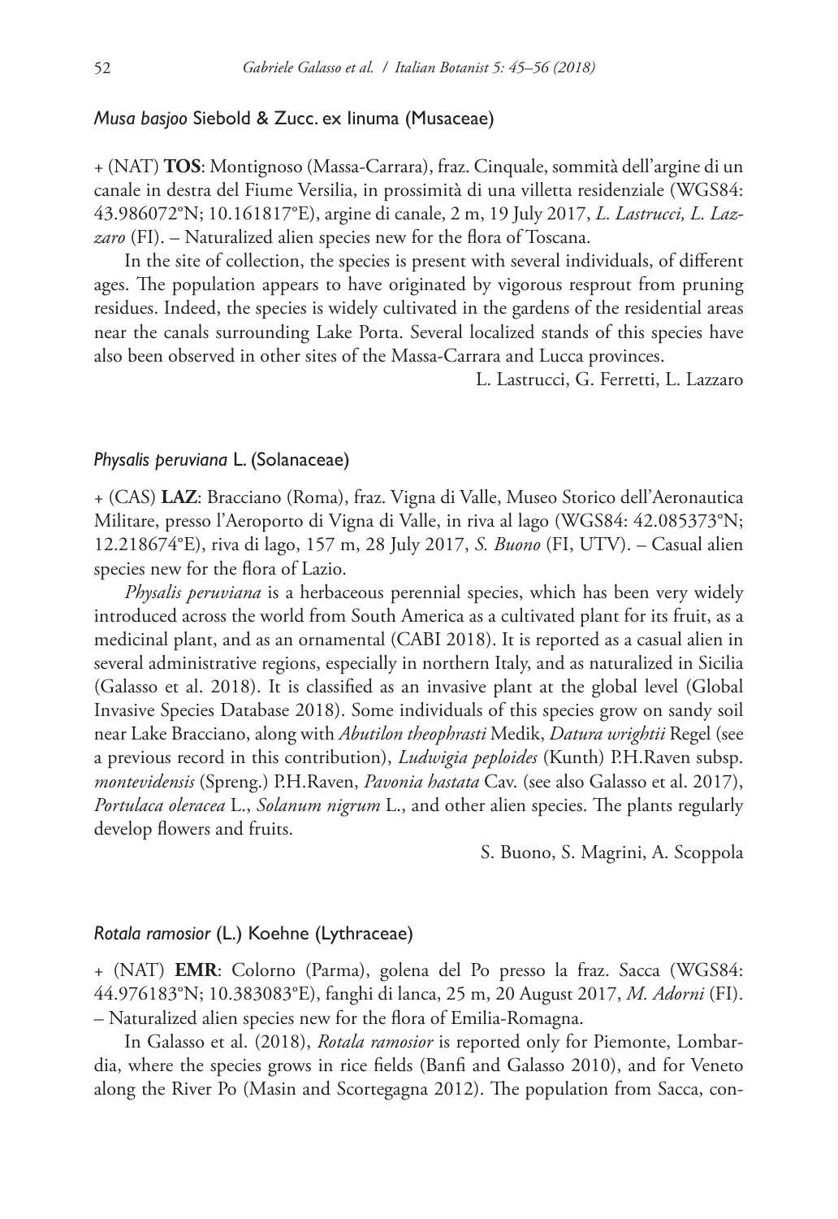### *Musa basjoo* Siebold & Zucc. ex Iinuma (Musaceae)

+ (NAT) **TOS**: Montignoso (Massa-Carrara), fraz. Cinquale, sommità dell'argine di un canale in destra del Fiume Versilia, in prossimità di una villetta residenziale (WGS84: 43.986072°N; 10.161817°E), argine di canale, 2 m, 19 July 2017, *L. Lastrucci, L. Lazzaro* (FI). – Naturalized alien species new for the flora of Toscana.

In the site of collection, the species is present with several individuals, of different ages. The population appears to have originated by vigorous resprout from pruning residues. Indeed, the species is widely cultivated in the gardens of the residential areas near the canals surrounding Lake Porta. Several localized stands of this species have also been observed in other sites of the Massa-Carrara and Lucca provinces.

L. Lastrucci, G. Ferretti, L. Lazzaro

### *Physalis peruviana* L. (Solanaceae)

+ (CAS) **LAZ**: Bracciano (Roma), fraz. Vigna di Valle, Museo Storico dell'Aeronautica Militare, presso l'Aeroporto di Vigna di Valle, in riva al lago (WGS84: 42.085373°N; 12.218674°E), riva di lago, 157 m, 28 July 2017, *S. Buono* (FI, UTV). – Casual alien species new for the flora of Lazio.

*Physalis peruviana* is a herbaceous perennial species, which has been very widely introduced across the world from South America as a cultivated plant for its fruit, as a medicinal plant, and as an ornamental (CABI 2018). It is reported as a casual alien in several administrative regions, especially in northern Italy, and as naturalized in Sicilia (Galasso et al. 2018). It is classified as an invasive plant at the global level (Global Invasive Species Database 2018). Some individuals of this species grow on sandy soil near Lake Bracciano, along with *Abutilon theophrasti* Medik, *Datura wrightii* Regel (see a previous record in this contribution), *Ludwigia peploides* (Kunth) P.H.Raven subsp. *montevidensis* (Spreng.) P.H.Raven, *Pavonia hastata* Cav. (see also Galasso et al. 2017), *Portulaca oleracea* L., *Solanum nigrum* L., and other alien species. The plants regularly develop flowers and fruits.

S. Buono, S. Magrini, A. Scoppola

### *Rotala ramosior* (L.) Koehne (Lythraceae)

+ (NAT) **EMR**: Colorno (Parma), golena del Po presso la fraz. Sacca (WGS84: 44.976183°N; 10.383083°E), fanghi di lanca, 25 m, 20 August 2017, *M. Adorni* (FI). – Naturalized alien species new for the flora of Emilia-Romagna.

In Galasso et al. (2018), *Rotala ramosior* is reported only for Piemonte, Lombardia, where the species grows in rice fields (Banfi and Galasso 2010), and for Veneto along the River Po (Masin and Scortegagna 2012). The population from Sacca, con-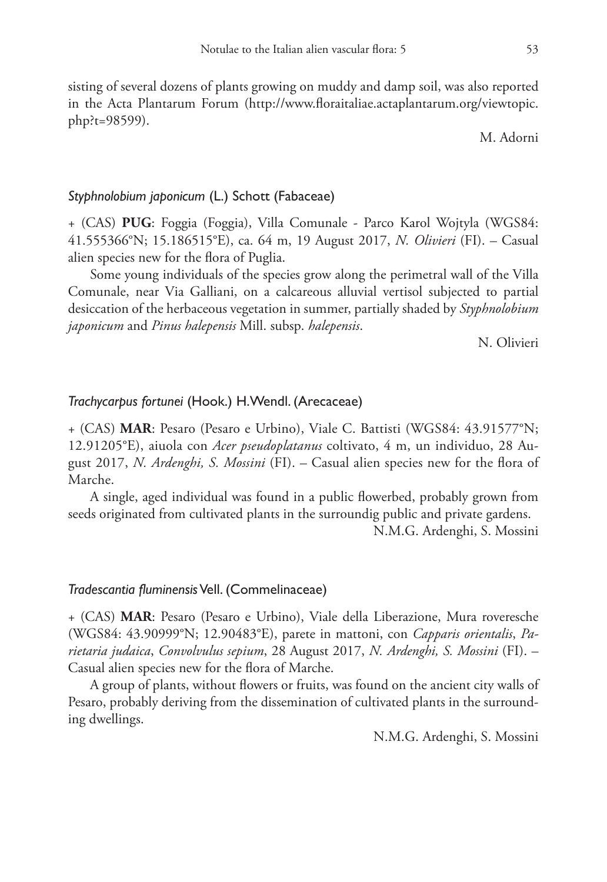sisting of several dozens of plants growing on muddy and damp soil, was also reported in the Acta Plantarum Forum (http://www.floraitaliae.actaplantarum.org/viewtopic.php?t=98599).

M. Adorni

### *Styphnolobium japonicum* (L.) Schott (Fabaceae)

+ (CAS) **PUG**: Foggia (Foggia), Villa Comunale - Parco Karol Wojtyla (WGS84: 41.555366°N; 15.186515°E), ca. 64 m, 19 August 2017, *N. Olivieri* (FI). – Casual alien species new for the flora of Puglia.

Some young individuals of the species grow along the perimetral wall of the Villa Comunale, near Via Galliani, on a calcareous alluvial vertisol subjected to partial desiccation of the herbaceous vegetation in summer, partially shaded by *Styphnolobium japonicum* and *Pinus halepensis* Mill. subsp. *halepensis*.

N. Olivieri

### *Trachycarpus fortunei* (Hook.) H.Wendl. (Arecaceae)

+ (CAS) **MAR**: Pesaro (Pesaro e Urbino), Viale C. Battisti (WGS84: 43.91577°N; 12.91205°E), aiuola con *Acer pseudoplatanus* coltivato, 4 m, un individuo, 28 August 2017, *N. Ardenghi, S. Mossini* (FI). – Casual alien species new for the flora of Marche.

A single, aged individual was found in a public flowerbed, probably grown from seeds originated from cultivated plants in the surroundig public and private gardens.

N.M.G. Ardenghi, S. Mossini

### *Tradescantia fluminensis* Vell. (Commelinaceae)

+ (CAS) **MAR**: Pesaro (Pesaro e Urbino), Viale della Liberazione, Mura roveresche (WGS84: 43.90999°N; 12.90483°E), parete in mattoni, con *Capparis orientalis*, *Parietaria judaica*, *Convolvulus sepium*, 28 August 2017, *N. Ardenghi, S. Mossini* (FI). – Casual alien species new for the flora of Marche.

A group of plants, without flowers or fruits, was found on the ancient city walls of Pesaro, probably deriving from the dissemination of cultivated plants in the surrounding dwellings.

N.M.G. Ardenghi, S. Mossini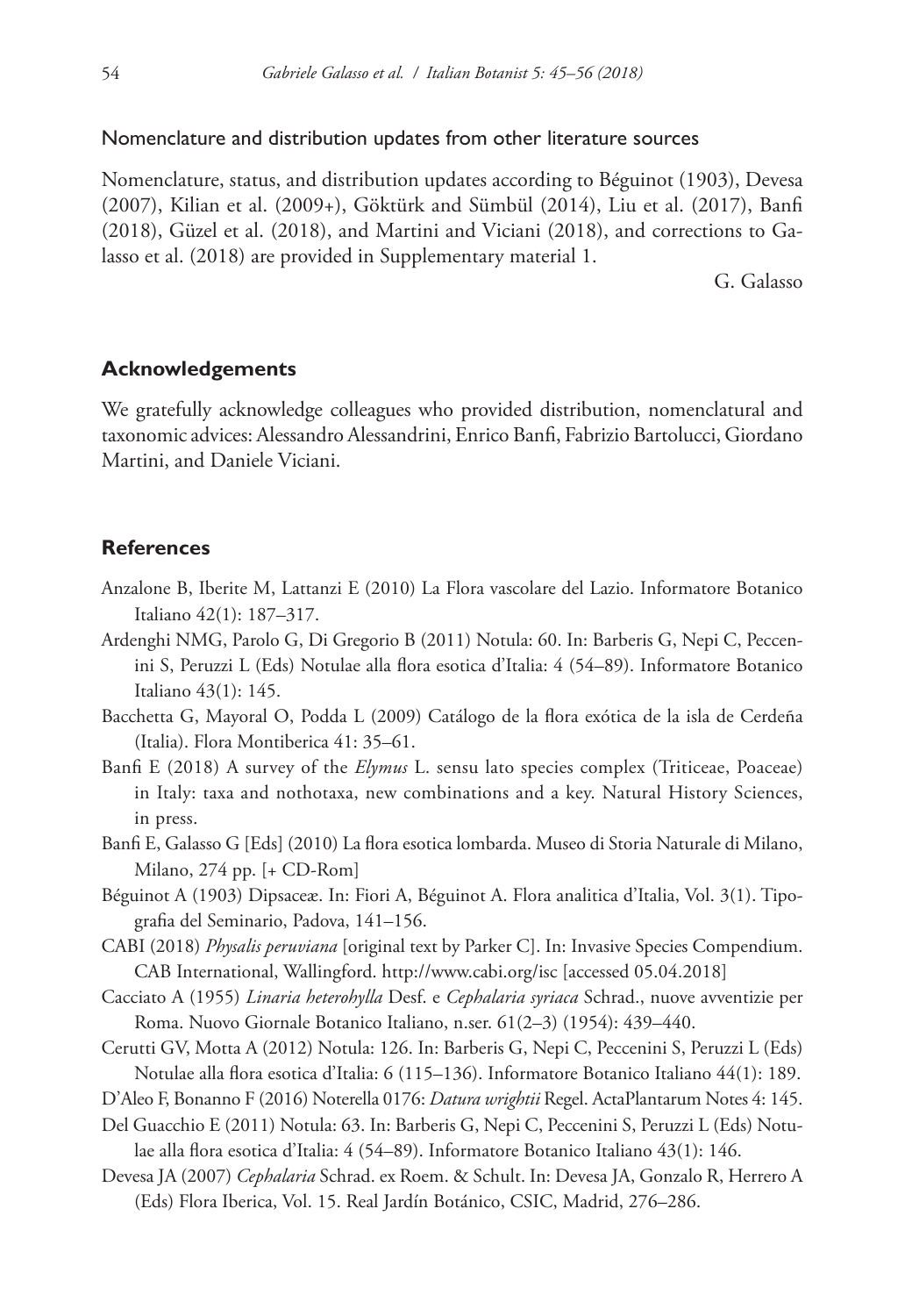### Nomenclature and distribution updates from other literature sources

Nomenclature, status, and distribution updates according to Béguinot (1903), Devesa (2007), Kilian et al. (2009+), Göktürk and Sümbül (2014), Liu et al. (2017), Banfi (2018), Güzel et al. (2018), and Martini and Viciani (2018), and corrections to Galasso et al. (2018) are provided in Supplementary material 1.

G. Galasso

## Acknowledgements

We gratefully acknowledge colleagues who provided distribution, nomenclatural and taxonomic advices: Alessandro Alessandrini, Enrico Banfi, Fabrizio Bartolucci, Giordano Martini, and Daniele Viciani.

## References

Anzalone B, Iberite M, Lattanzi E (2010) La Flora vascolare del Lazio. Informatore Botanico Italiano 42(1): 187–317.

Ardenghi NMG, Parolo G, Di Gregorio B (2011) Notula: 60. In: Barberis G, Nepi C, Peccenini S, Peruzzi L (Eds) Notulae alla flora esotica d'Italia: 4 (54–89). Informatore Botanico Italiano 43(1): 145.

Bacchetta G, Mayoral O, Podda L (2009) Catálogo de la flora exótica de la isla de Cerdeña (Italia). Flora Montiberica 41: 35–61.

Banfi E (2018) A survey of the *Elymus* L. sensu lato species complex (Triticeae, Poaceae) in Italy: taxa and nothotaxa, new combinations and a key. Natural History Sciences, in press.

Banfi E, Galasso G [Eds] (2010) La flora esotica lombarda. Museo di Storia Naturale di Milano, Milano, 274 pp. [+ CD-Rom]

Béguinot A (1903) Dipsaceæ. In: Fiori A, Béguinot A. Flora analitica d'Italia, Vol. 3(1). Tipografia del Seminario, Padova, 141–156.

CABI (2018) *Physalis peruviana* [original text by Parker C]. In: Invasive Species Compendium. CAB International, Wallingford. http://www.cabi.org/isc [accessed 05.04.2018]

Cacciato A (1955) *Linaria heterohylla* Desf. e *Cephalaria syriaca* Schrad., nuove avventizie per Roma. Nuovo Giornale Botanico Italiano, n.ser. 61(2–3) (1954): 439–440.

Cerutti GV, Motta A (2012) Notula: 126. In: Barberis G, Nepi C, Peccenini S, Peruzzi L (Eds) Notulae alla flora esotica d'Italia: 6 (115–136). Informatore Botanico Italiano 44(1): 189.

D'Aleo F, Bonanno F (2016) Noterella 0176: *Datura wrightii* Regel. ActaPlantarum Notes 4: 145.

Del Guacchio E (2011) Notula: 63. In: Barberis G, Nepi C, Peccenini S, Peruzzi L (Eds) Notulae alla flora esotica d'Italia: 4 (54–89). Informatore Botanico Italiano 43(1): 146.

Devesa JA (2007) *Cephalaria* Schrad. ex Roem. & Schult. In: Devesa JA, Gonzalo R, Herrero A (Eds) Flora Iberica, Vol. 15. Real Jardín Botánico, CSIC, Madrid, 276–286.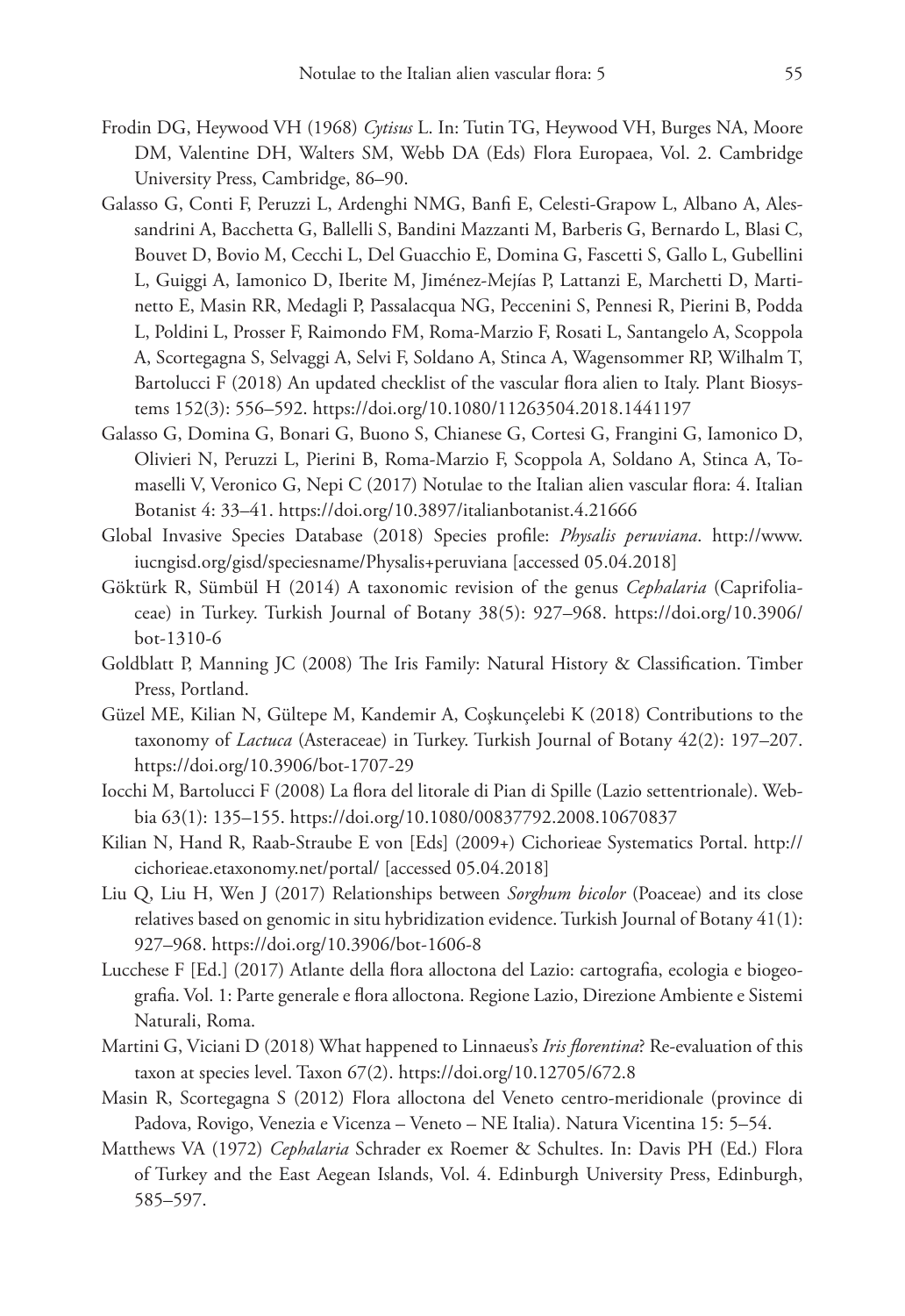Frodin DG, Heywood VH (1968) *Cytisus* L. In: Tutin TG, Heywood VH, Burges NA, Moore DM, Valentine DH, Walters SM, Webb DA (Eds) Flora Europaea, Vol. 2. Cambridge University Press, Cambridge, 86–90.

Galasso G, Conti F, Peruzzi L, Ardenghi NMG, Banfi E, Celesti-Grapow L, Albano A, Alessandrini A, Bacchetta G, Ballelli S, Bandini Mazzanti M, Barberis G, Bernardo L, Blasi C, Bouvet D, Bovio M, Cecchi L, Del Guacchio E, Domina G, Fascetti S, Gallo L, Gubellini L, Guiggi A, Iamonico D, Iberite M, Jiménez-Mejías P, Lattanzi E, Marchetti D, Martinetto E, Masin RR, Medagli P, Passalacqua NG, Peccenini S, Pennesi R, Pierini B, Podda L, Poldini L, Prosser F, Raimondo FM, Roma-Marzio F, Rosati L, Santangelo A, Scoppola A, Scortegagna S, Selvaggi A, Selvi F, Soldano A, Stinca A, Wagensommer RP, Wilhalm T, Bartolucci F (2018) An updated checklist of the vascular flora alien to Italy. Plant Biosystems 152(3): 556–592. https://doi.org/10.1080/11263504.2018.1441197

Galasso G, Domina G, Bonari G, Buono S, Chianese G, Cortesi G, Frangini G, Iamonico D, Olivieri N, Peruzzi L, Pierini B, Roma-Marzio F, Scoppola A, Soldano A, Stinca A, Tomaselli V, Veronico G, Nepi C (2017) Notulae to the Italian alien vascular flora: 4. Italian Botanist 4: 33–41. https://doi.org/10.3897/italianbotanist.4.21666

Global Invasive Species Database (2018) Species profile: *Physalis peruviana*. http://www.iucngisd.org/gisd/speciesname/Physalis+peruviana [accessed 05.04.2018]

Göktürk R, Sümbül H (2014) A taxonomic revision of the genus *Cephalaria* (Caprifoliaceae) in Turkey. Turkish Journal of Botany 38(5): 927–968. https://doi.org/10.3906/bot-1310-6

Goldblatt P, Manning JC (2008) The Iris Family: Natural History & Classification. Timber Press, Portland.

Güzel ME, Kilian N, Gültepe M, Kandemir A, Coşkunçelebi K (2018) Contributions to the taxonomy of *Lactuca* (Asteraceae) in Turkey. Turkish Journal of Botany 42(2): 197–207. https://doi.org/10.3906/bot-1707-29

Iocchi M, Bartolucci F (2008) La flora del litorale di Pian di Spille (Lazio settentrionale). Webbia 63(1): 135–155. https://doi.org/10.1080/00837792.2008.10670837

Kilian N, Hand R, Raab-Straube E von [Eds] (2009+) Cichorieae Systematics Portal. http://cichorieae.etaxonomy.net/portal/ [accessed 05.04.2018]

Liu Q, Liu H, Wen J (2017) Relationships between *Sorghum bicolor* (Poaceae) and its close relatives based on genomic in situ hybridization evidence. Turkish Journal of Botany 41(1): 927–968. https://doi.org/10.3906/bot-1606-8

Lucchese F [Ed.] (2017) Atlante della flora alloctona del Lazio: cartografia, ecologia e biogeografia. Vol. 1: Parte generale e flora alloctona. Regione Lazio, Direzione Ambiente e Sistemi Naturali, Roma.

Martini G, Viciani D (2018) What happened to Linnaeus's *Iris florentina*? Re-evaluation of this taxon at species level. Taxon 67(2). https://doi.org/10.12705/672.8

Masin R, Scortegagna S (2012) Flora alloctona del Veneto centro-meridionale (province di Padova, Rovigo, Venezia e Vicenza – Veneto – NE Italia). Natura Vicentina 15: 5–54.

Matthews VA (1972) *Cephalaria* Schrader ex Roemer & Schultes. In: Davis PH (Ed.) Flora of Turkey and the East Aegean Islands, Vol. 4. Edinburgh University Press, Edinburgh, 585–597.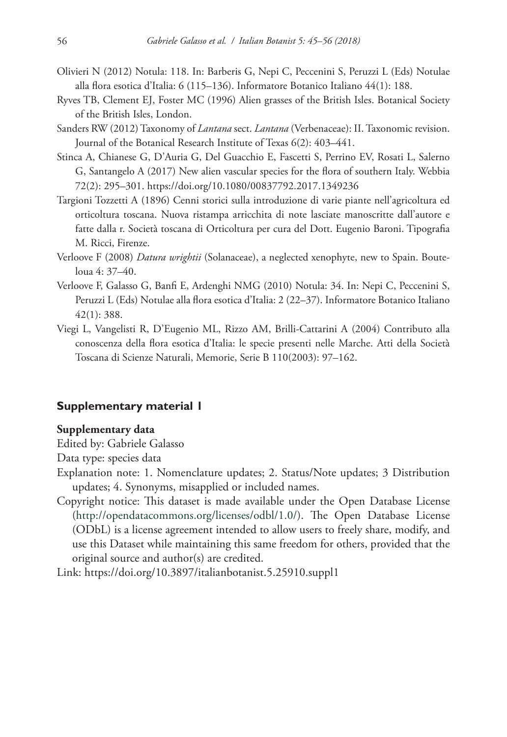Olivieri N (2012) Notula: 118. In: Barberis G, Nepi C, Peccenini S, Peruzzi L (Eds) Notulae alla flora esotica d'Italia: 6 (115–136). Informatore Botanico Italiano 44(1): 188.

Ryves TB, Clement EJ, Foster MC (1996) Alien grasses of the British Isles. Botanical Society of the British Isles, London.

Sanders RW (2012) Taxonomy of *Lantana* sect. *Lantana* (Verbenaceae): II. Taxonomic revision. Journal of the Botanical Research Institute of Texas 6(2): 403–441.

Stinca A, Chianese G, D'Auria G, Del Guacchio E, Fascetti S, Perrino EV, Rosati L, Salerno G, Santangelo A (2017) New alien vascular species for the flora of southern Italy. Webbia 72(2): 295–301. https://doi.org/10.1080/00837792.2017.1349236

Targioni Tozzetti A (1896) Cenni storici sulla introduzione di varie piante nell'agricoltura ed orticoltura toscana. Nuova ristampa arricchita di note lasciate manoscritte dall'autore e fatte dalla r. Società toscana di Orticoltura per cura del Dott. Eugenio Baroni. Tipografia M. Ricci, Firenze.

Verloove F (2008) *Datura wrightii* (Solanaceae), a neglected xenophyte, new to Spain. Bouteloua 4: 37–40.

Verloove F, Galasso G, Banfi E, Ardenghi NMG (2010) Notula: 34. In: Nepi C, Peccenini S, Peruzzi L (Eds) Notulae alla flora esotica d'Italia: 2 (22–37). Informatore Botanico Italiano 42(1): 388.

Viegi L, Vangelisti R, D'Eugenio ML, Rizzo AM, Brilli-Cattarini A (2004) Contributo alla conoscenza della flora esotica d'Italia: le specie presenti nelle Marche. Atti della Società Toscana di Scienze Naturali, Memorie, Serie B 110(2003): 97–162.

## Supplementary material 1

**Supplementary data**

Edited by: Gabriele Galasso

Data type: species data

Explanation note: 1. Nomenclature updates; 2. Status/Note updates; 3 Distribution updates; 4. Synonyms, misapplied or included names.

Copyright notice: This dataset is made available under the Open Database License (http://opendatacommons.org/licenses/odbl/1.0/). The Open Database License (ODbL) is a license agreement intended to allow users to freely share, modify, and use this Dataset while maintaining this same freedom for others, provided that the original source and author(s) are credited.

Link: https://doi.org/10.3897/italianbotanist.5.25910.suppl1